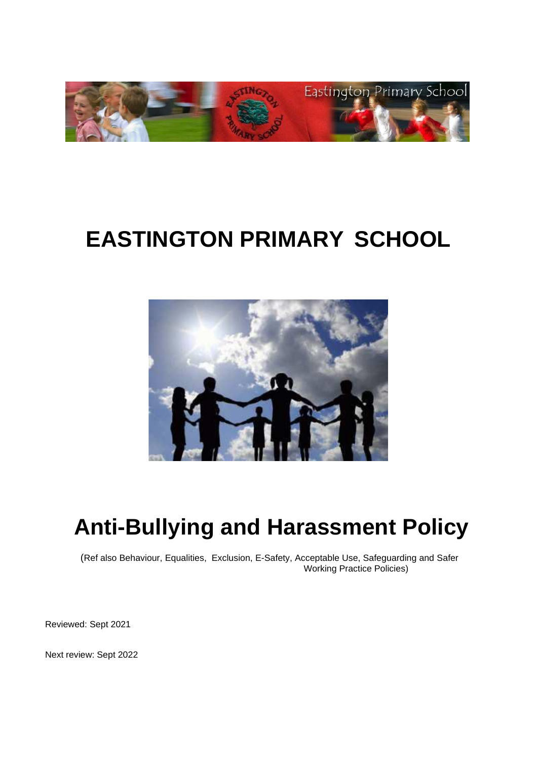# EASTINGTON PRIMARY SCHOOL

# Anti-Bullying and Harassment Policy

(Ref also Behaviour, Equalities, Exclusion, E-Safety, Acceptable Use, Safeguarding and Safer Working Practice Policies)

Reviewed: Sept 2021

Next review: Sept 2022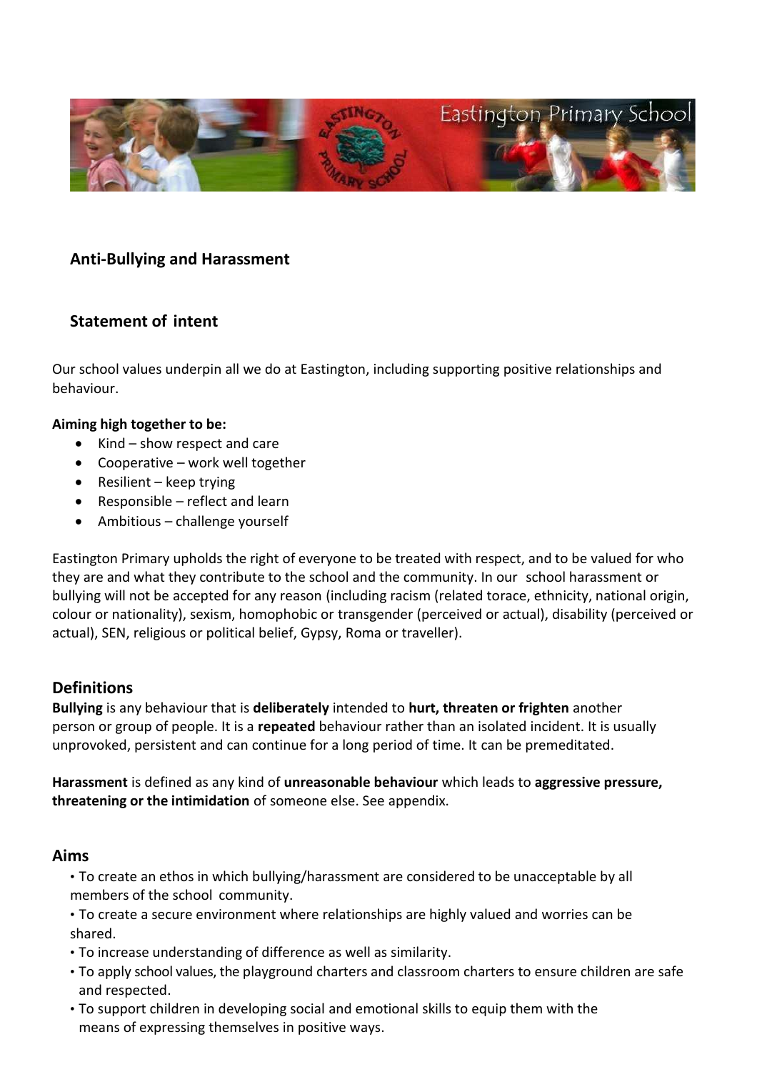## Anti-Bullying and Harassment

## Statement of intent

Our school values underpin all we do at Eastington, including supporting positive relationships and behaviour.

**Aiming high together to be:**

- Kind – show respect and care
- Cooperative – work well together
- Resilient – keep trying
- Responsible – reflect and learn
- Ambitious – challenge yourself

Eastington Primary upholds the right of everyone to be treated with respect, and to be valued for who they are and what they contribute to the school and the community. In our school harassment or bullying will not be accepted for any reason (including racism (related torace, ethnicity, national origin, colour or nationality), sexism, homophobic or transgender (perceived or actual), disability (perceived or actual), SEN, religious or political belief, Gypsy, Roma or traveller).

## Definitions

**Bullying** is any behaviour that is **deliberately** intended to **hurt, threaten or frighten** another person or group of people. It is a **repeated** behaviour rather than an isolated incident. It is usually unprovoked, persistent and can continue for a long period of time. It can be premeditated.

**Harassment** is defined as any kind of **unreasonable behaviour** which leads to **aggressive pressure, threatening or the intimidation** of someone else. See appendix.

## Aims

- To create an ethos in which bullying/harassment are considered to be unacceptable by all members of the school community.
- To create a secure environment where relationships are highly valued and worries can be shared.
- To increase understanding of difference as well as similarity.
- To apply school values, the playground charters and classroom charters to ensure children are safe and respected.
- To support children in developing social and emotional skills to equip them with the means of expressing themselves in positive ways.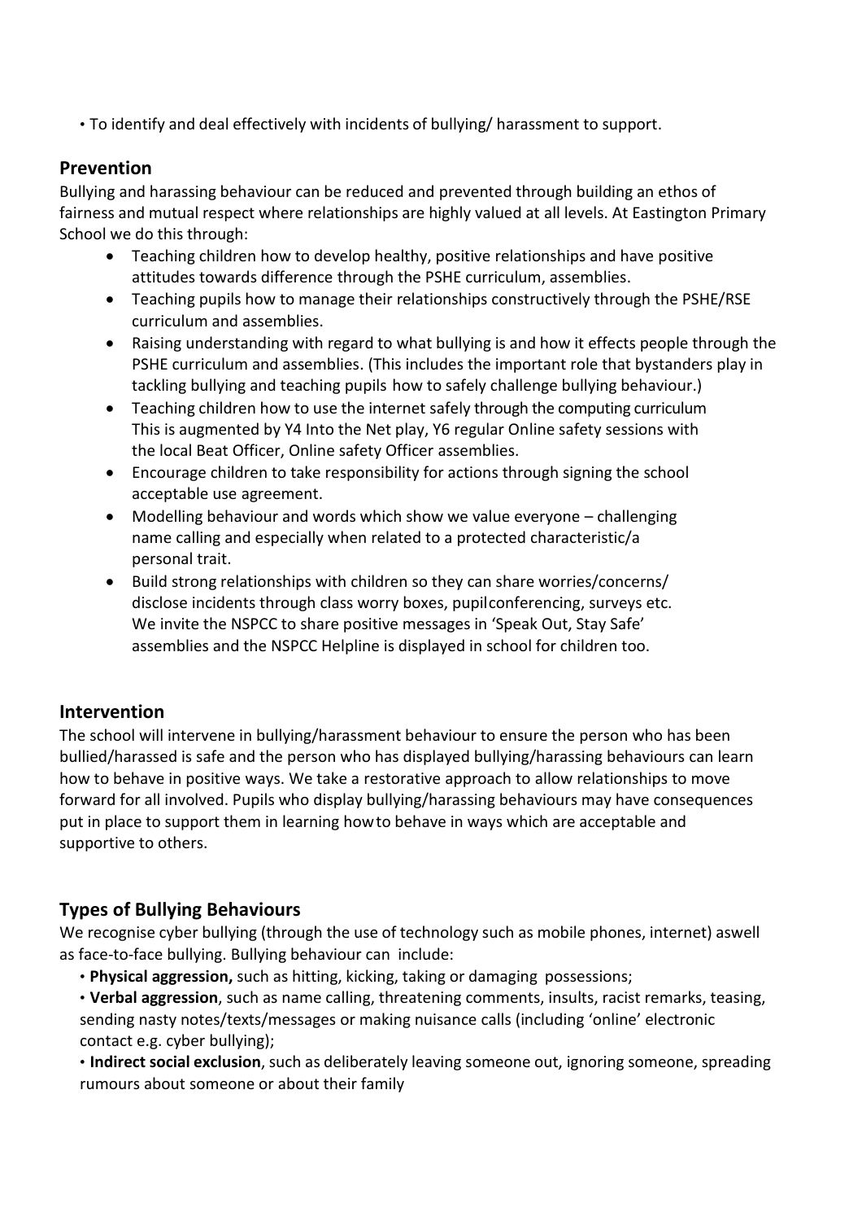• To identify and deal effectively with incidents of bullying/ harassment to support.

## Prevention

Bullying and harassing behaviour can be reduced and prevented through building an ethos of fairness and mutual respect where relationships are highly valued at all levels. At Eastington Primary School we do this through:

- Teaching children how to develop healthy, positive relationships and have positive attitudes towards difference through the PSHE curriculum, assemblies.
- Teaching pupils how to manage their relationships constructively through the PSHE/RSE curriculum and assemblies.
- Raising understanding with regard to what bullying is and how it effects people through the PSHE curriculum and assemblies. (This includes the important role that bystanders play in tackling bullying and teaching pupils how to safely challenge bullying behaviour.)
- Teaching children how to use the internet safely through the computing curriculum This is augmented by Y4 Into the Net play, Y6 regular Online safety sessions with the local Beat Officer, Online safety Officer assemblies.
- Encourage children to take responsibility for actions through signing the school acceptable use agreement.
- Modelling behaviour and words which show we value everyone – challenging name calling and especially when related to a protected characteristic/a personal trait.
- Build strong relationships with children so they can share worries/concerns/ disclose incidents through class worry boxes, pupilconferencing, surveys etc. We invite the NSPCC to share positive messages in 'Speak Out, Stay Safe' assemblies and the NSPCC Helpline is displayed in school for children too.

## Intervention

The school will intervene in bullying/harassment behaviour to ensure the person who has been bullied/harassed is safe and the person who has displayed bullying/harassing behaviours can learn how to behave in positive ways. We take a restorative approach to allow relationships to move forward for all involved. Pupils who display bullying/harassing behaviours may have consequences put in place to support them in learning howto behave in ways which are acceptable and supportive to others.

## Types of Bullying Behaviours

We recognise cyber bullying (through the use of technology such as mobile phones, internet) aswell as face-to-face bullying. Bullying behaviour can include:

• **Physical aggression,** such as hitting, kicking, taking or damaging possessions;

• **Verbal aggression**, such as name calling, threatening comments, insults, racist remarks, teasing, sending nasty notes/texts/messages or making nuisance calls (including 'online' electronic contact e.g. cyber bullying);

• **Indirect social exclusion**, such as deliberately leaving someone out, ignoring someone, spreading rumours about someone or about their family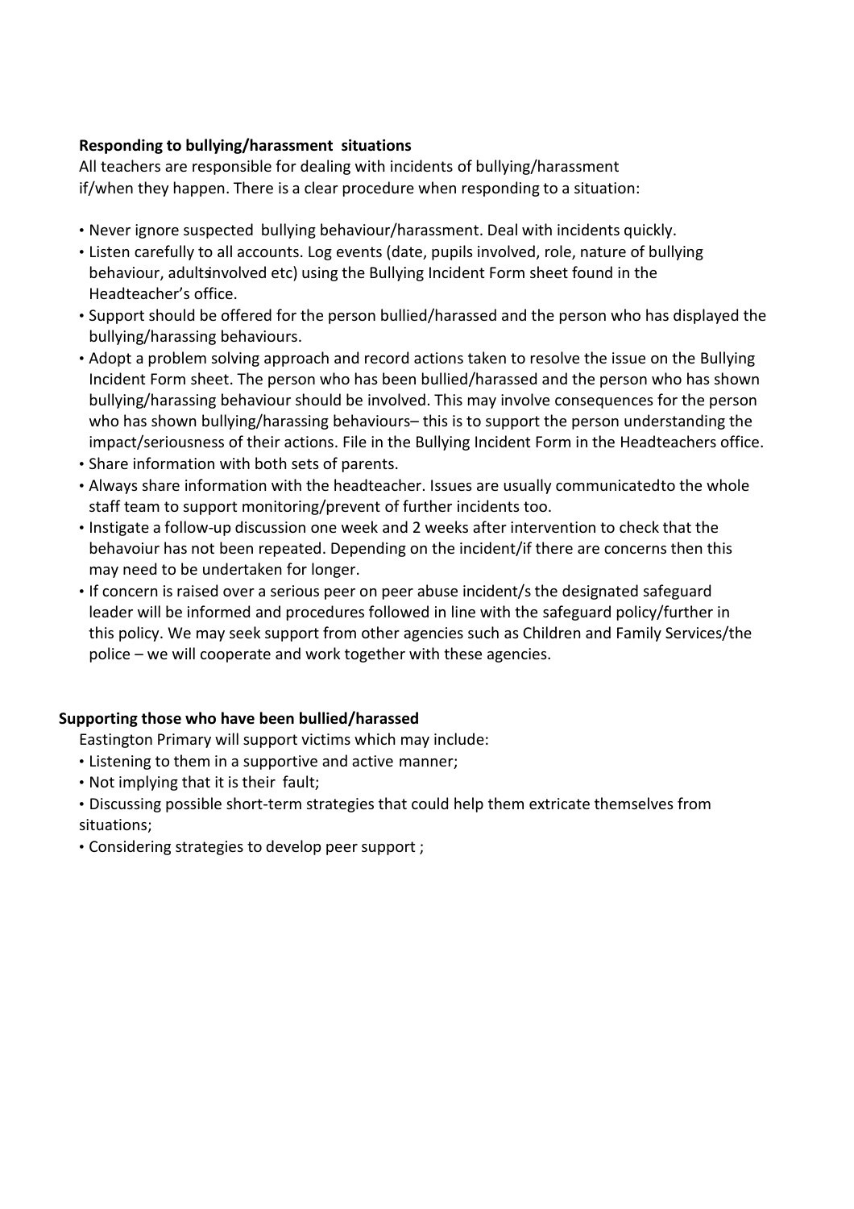**Responding to bullying/harassment situations**

All teachers are responsible for dealing with incidents of bullying/harassment if/when they happen. There is a clear procedure when responding to a situation:

- Never ignore suspected bullying behaviour/harassment. Deal with incidents quickly.
- Listen carefully to all accounts. Log events (date, pupils involved, role, nature of bullying behaviour, adultsinvolved etc) using the Bullying Incident Form sheet found in the Headteacher's office.
- Support should be offered for the person bullied/harassed and the person who has displayed the bullying/harassing behaviours.
- Adopt a problem solving approach and record actions taken to resolve the issue on the Bullying Incident Form sheet. The person who has been bullied/harassed and the person who has shown bullying/harassing behaviour should be involved. This may involve consequences for the person who has shown bullying/harassing behaviours– this is to support the person understanding the impact/seriousness of their actions. File in the Bullying Incident Form in the Headteachers office.
- Share information with both sets of parents.
- Always share information with the headteacher. Issues are usually communicatedto the whole staff team to support monitoring/prevent of further incidents too.
- Instigate a follow-up discussion one week and 2 weeks after intervention to check that the behavoiur has not been repeated. Depending on the incident/if there are concerns then this may need to be undertaken for longer.
- If concern is raised over a serious peer on peer abuse incident/s the designated safeguard leader will be informed and procedures followed in line with the safeguard policy/further in this policy. We may seek support from other agencies such as Children and Family Services/the police – we will cooperate and work together with these agencies.

**Supporting those who have been bullied/harassed**

Eastington Primary will support victims which may include:

- Listening to them in a supportive and active manner;
- Not implying that it is their fault;
- Discussing possible short-term strategies that could help them extricate themselves from situations;
- Considering strategies to develop peer support ;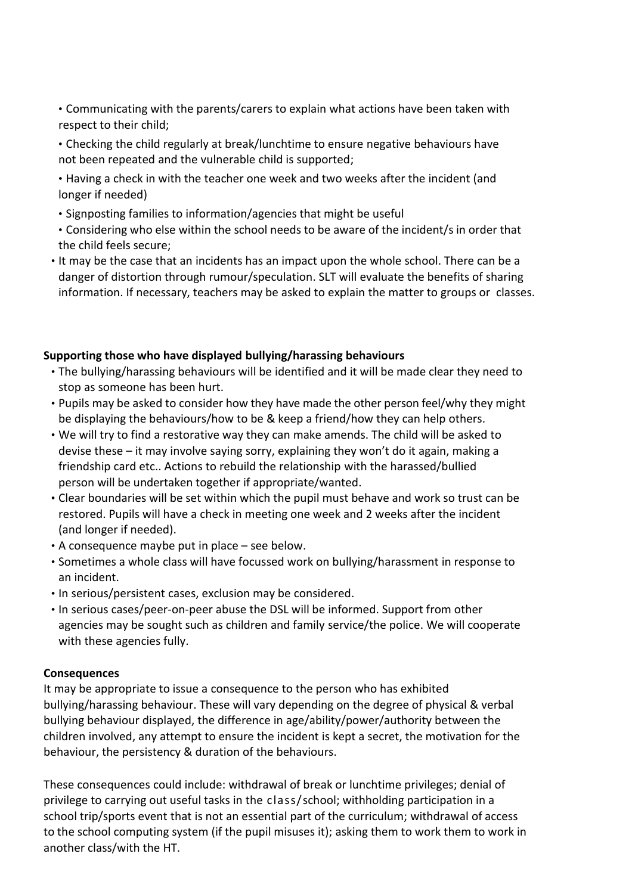- Communicating with the parents/carers to explain what actions have been taken with respect to their child;
- Checking the child regularly at break/lunchtime to ensure negative behaviours have not been repeated and the vulnerable child is supported;
- Having a check in with the teacher one week and two weeks after the incident (and longer if needed)
- Signposting families to information/agencies that might be useful
- Considering who else within the school needs to be aware of the incident/s in order that the child feels secure;
- It may be the case that an incidents has an impact upon the whole school. There can be a danger of distortion through rumour/speculation. SLT will evaluate the benefits of sharing information. If necessary, teachers may be asked to explain the matter to groups or classes.

**Supporting those who have displayed bullying/harassing behaviours**

- The bullying/harassing behaviours will be identified and it will be made clear they need to stop as someone has been hurt.
- Pupils may be asked to consider how they have made the other person feel/why they might be displaying the behaviours/how to be & keep a friend/how they can help others.
- We will try to find a restorative way they can make amends. The child will be asked to devise these – it may involve saying sorry, explaining they won't do it again, making a friendship card etc.. Actions to rebuild the relationship with the harassed/bullied person will be undertaken together if appropriate/wanted.
- Clear boundaries will be set within which the pupil must behave and work so trust can be restored. Pupils will have a check in meeting one week and 2 weeks after the incident (and longer if needed).
- A consequence maybe put in place – see below.
- Sometimes a whole class will have focussed work on bullying/harassment in response to an incident.
- In serious/persistent cases, exclusion may be considered.
- In serious cases/peer-on-peer abuse the DSL will be informed. Support from other agencies may be sought such as children and family service/the police. We will cooperate with these agencies fully.

**Consequences**

It may be appropriate to issue a consequence to the person who has exhibited bullying/harassing behaviour. These will vary depending on the degree of physical & verbal bullying behaviour displayed, the difference in age/ability/power/authority between the children involved, any attempt to ensure the incident is kept a secret, the motivation for the behaviour, the persistency & duration of the behaviours.

These consequences could include: withdrawal of break or lunchtime privileges; denial of privilege to carrying out useful tasks in the class/school; withholding participation in a school trip/sports event that is not an essential part of the curriculum; withdrawal of access to the school computing system (if the pupil misuses it); asking them to work them to work in another class/with the HT.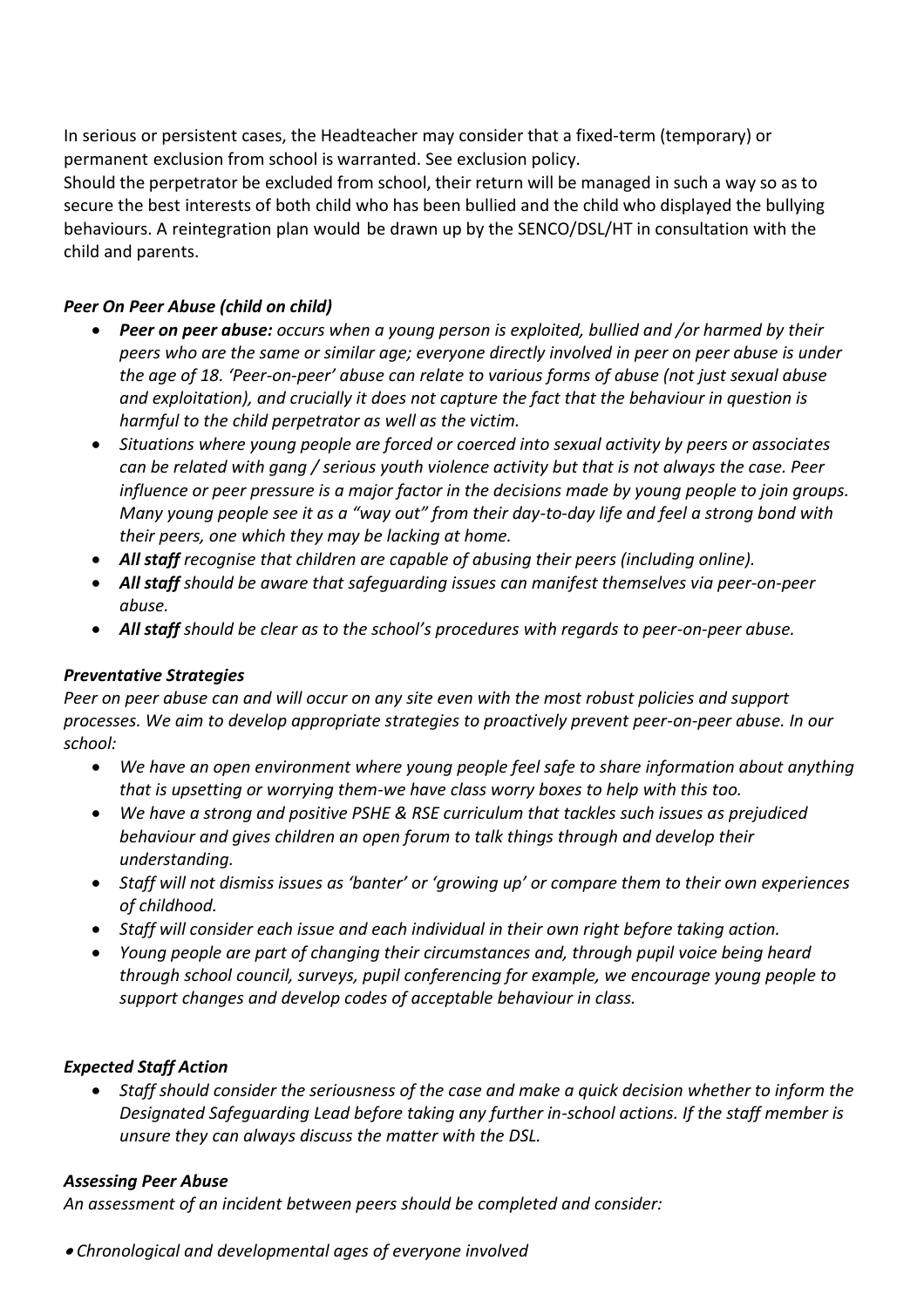In serious or persistent cases, the Headteacher may consider that a fixed-term (temporary) or permanent exclusion from school is warranted. See exclusion policy.
Should the perpetrator be excluded from school, their return will be managed in such a way so as to secure the best interests of both child who has been bullied and the child who displayed the bullying behaviours. A reintegration plan would be drawn up by the SENCO/DSL/HT in consultation with the child and parents.

### *Peer On Peer Abuse (child on child)*

- ***Peer on peer abuse:*** *occurs when a young person is exploited, bullied and /or harmed by their peers who are the same or similar age; everyone directly involved in peer on peer abuse is under the age of 18. 'Peer-on-peer' abuse can relate to various forms of abuse (not just sexual abuse and exploitation), and crucially it does not capture the fact that the behaviour in question is harmful to the child perpetrator as well as the victim.*
- *Situations where young people are forced or coerced into sexual activity by peers or associates can be related with gang / serious youth violence activity but that is not always the case. Peer influence or peer pressure is a major factor in the decisions made by young people to join groups. Many young people see it as a "way out" from their day-to-day life and feel a strong bond with their peers, one which they may be lacking at home.*
- ***All staff*** *recognise that children are capable of abusing their peers (including online).*
- ***All staff*** *should be aware that safeguarding issues can manifest themselves via peer-on-peer abuse.*
- ***All staff*** *should be clear as to the school's procedures with regards to peer-on-peer abuse.*

### *Preventative Strategies*

*Peer on peer abuse can and will occur on any site even with the most robust policies and support processes. We aim to develop appropriate strategies to proactively prevent peer-on-peer abuse. In our school:*

- *We have an open environment where young people feel safe to share information about anything that is upsetting or worrying them-we have class worry boxes to help with this too.*
- *We have a strong and positive PSHE & RSE curriculum that tackles such issues as prejudiced behaviour and gives children an open forum to talk things through and develop their understanding.*
- *Staff will not dismiss issues as 'banter' or 'growing up' or compare them to their own experiences of childhood.*
- *Staff will consider each issue and each individual in their own right before taking action.*
- *Young people are part of changing their circumstances and, through pupil voice being heard through school council, surveys, pupil conferencing for example, we encourage young people to support changes and develop codes of acceptable behaviour in class.*

### *Expected Staff Action*

- *Staff should consider the seriousness of the case and make a quick decision whether to inform the Designated Safeguarding Lead before taking any further in-school actions. If the staff member is unsure they can always discuss the matter with the DSL.*

### *Assessing Peer Abuse*

*An assessment of an incident between peers should be completed and consider:*

- *Chronological and developmental ages of everyone involved*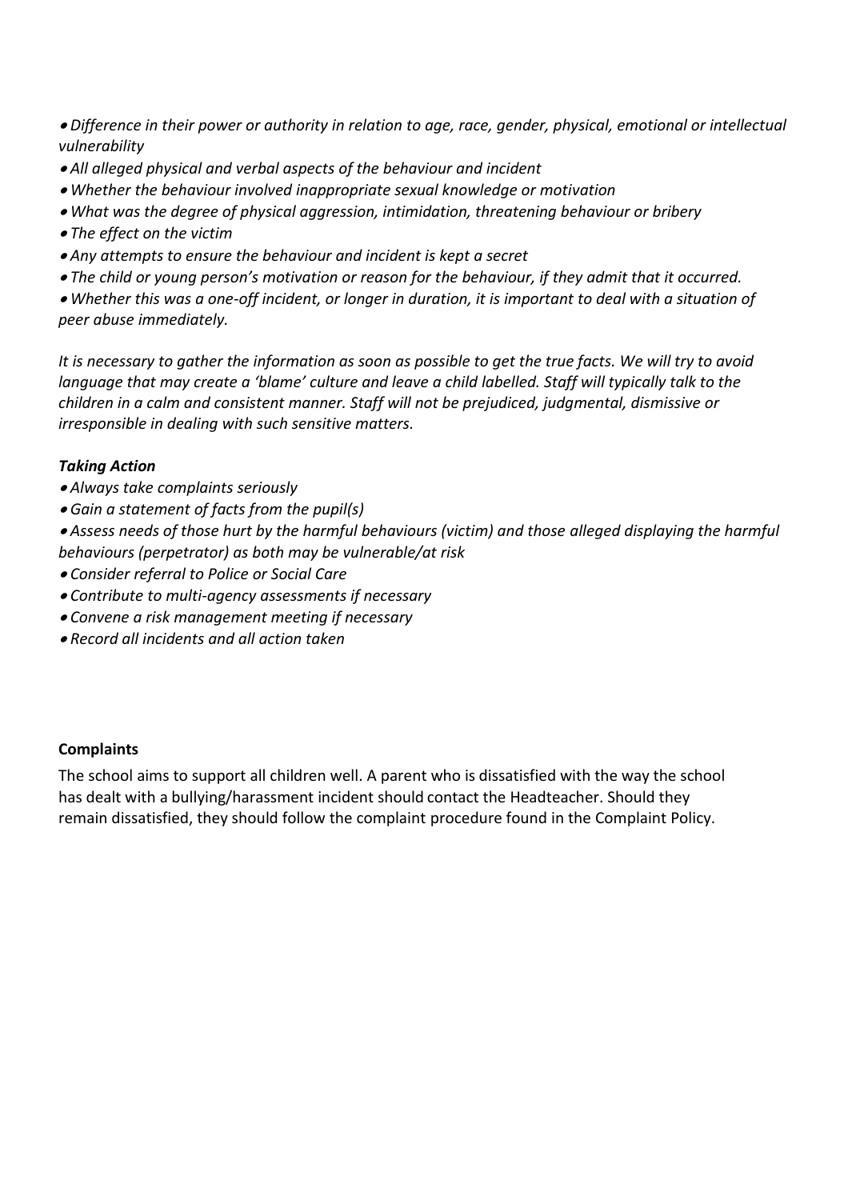- *Difference in their power or authority in relation to age, race, gender, physical, emotional or intellectual vulnerability*
- *All alleged physical and verbal aspects of the behaviour and incident*
- *Whether the behaviour involved inappropriate sexual knowledge or motivation*
- *What was the degree of physical aggression, intimidation, threatening behaviour or bribery*
- *The effect on the victim*
- *Any attempts to ensure the behaviour and incident is kept a secret*
- *The child or young person's motivation or reason for the behaviour, if they admit that it occurred.*
- *Whether this was a one-off incident, or longer in duration, it is important to deal with a situation of peer abuse immediately.*

*It is necessary to gather the information as soon as possible to get the true facts. We will try to avoid language that may create a 'blame' culture and leave a child labelled. Staff will typically talk to the children in a calm and consistent manner. Staff will not be prejudiced, judgmental, dismissive or irresponsible in dealing with such sensitive matters.*

***Taking Action***

- *Always take complaints seriously*
- *Gain a statement of facts from the pupil(s)*
- *Assess needs of those hurt by the harmful behaviours (victim) and those alleged displaying the harmful behaviours (perpetrator) as both may be vulnerable/at risk*
- *Consider referral to Police or Social Care*
- *Contribute to multi-agency assessments if necessary*
- *Convene a risk management meeting if necessary*
- *Record all incidents and all action taken*

**Complaints**

The school aims to support all children well. A parent who is dissatisfied with the way the school has dealt with a bullying/harassment incident should contact the Headteacher. Should they remain dissatisfied, they should follow the complaint procedure found in the Complaint Policy.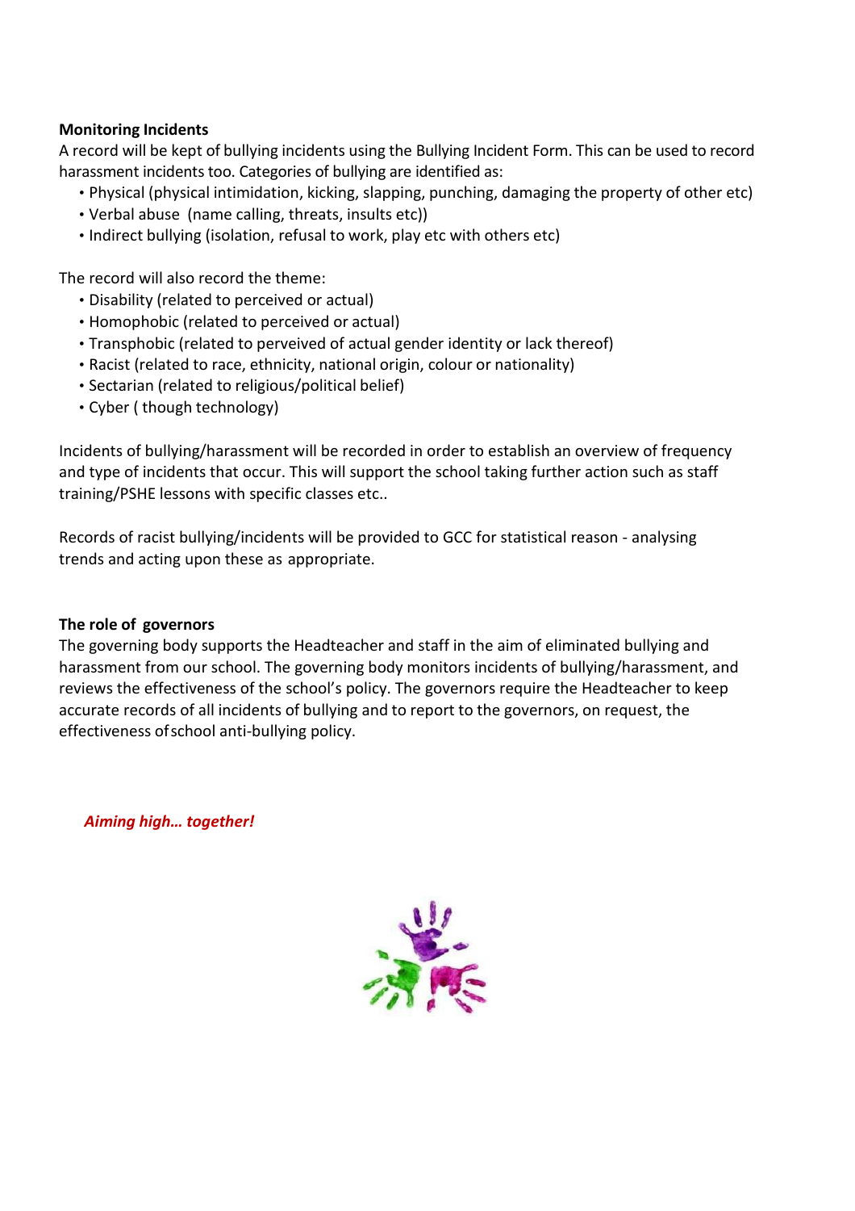**Monitoring Incidents**

A record will be kept of bullying incidents using the Bullying Incident Form. This can be used to record harassment incidents too. Categories of bullying are identified as:

- Physical (physical intimidation, kicking, slapping, punching, damaging the property of other etc)
- Verbal abuse (name calling, threats, insults etc))
- Indirect bullying (isolation, refusal to work, play etc with others etc)

The record will also record the theme:

- Disability (related to perceived or actual)
- Homophobic (related to perceived or actual)
- Transphobic (related to perveived of actual gender identity or lack thereof)
- Racist (related to race, ethnicity, national origin, colour or nationality)
- Sectarian (related to religious/political belief)
- Cyber ( though technology)

Incidents of bullying/harassment will be recorded in order to establish an overview of frequency and type of incidents that occur. This will support the school taking further action such as staff training/PSHE lessons with specific classes etc..

Records of racist bullying/incidents will be provided to GCC for statistical reason - analysing trends and acting upon these as appropriate.

**The role of governors**

The governing body supports the Headteacher and staff in the aim of eliminated bullying and harassment from our school. The governing body monitors incidents of bullying/harassment, and reviews the effectiveness of the school's policy. The governors require the Headteacher to keep accurate records of all incidents of bullying and to report to the governors, on request, the effectiveness of school anti-bullying policy.

***Aiming high… together!***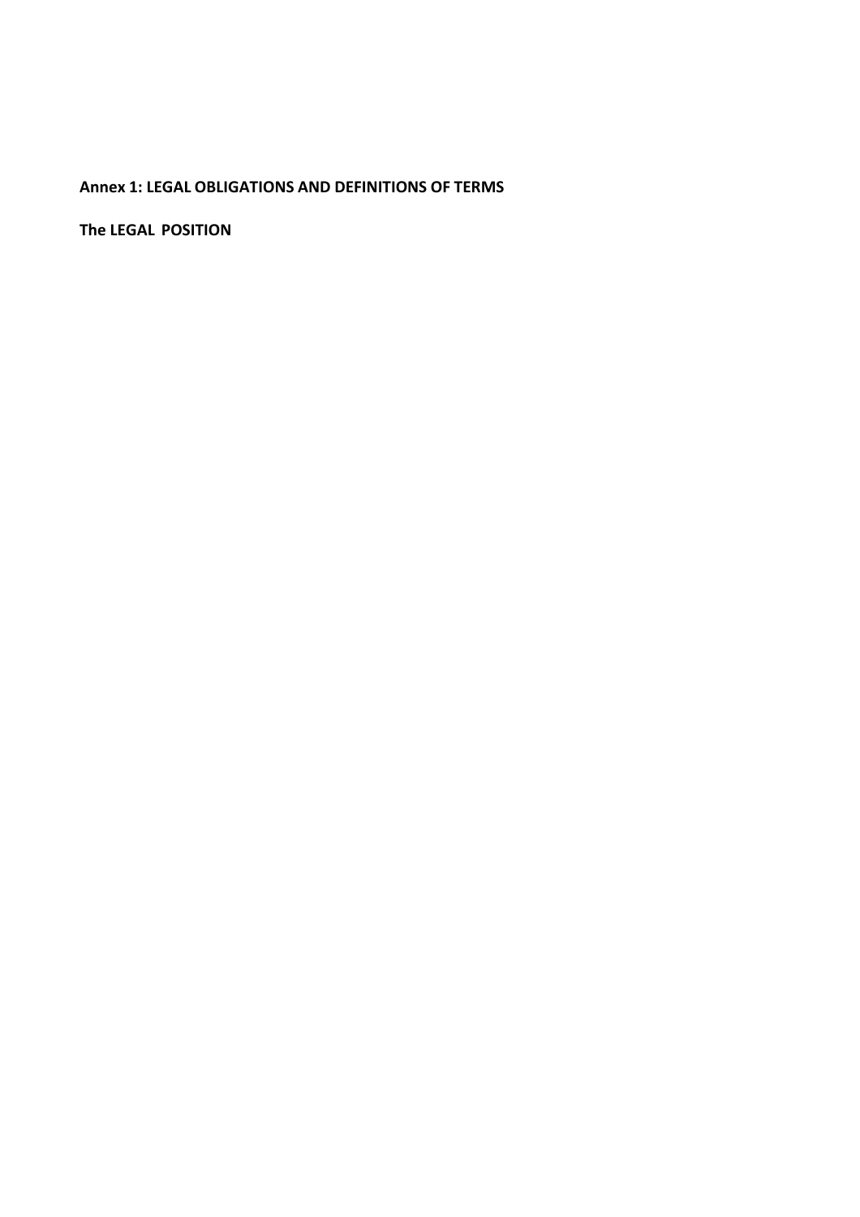## Annex 1: LEGAL OBLIGATIONS AND DEFINITIONS OF TERMS

### The LEGAL POSITION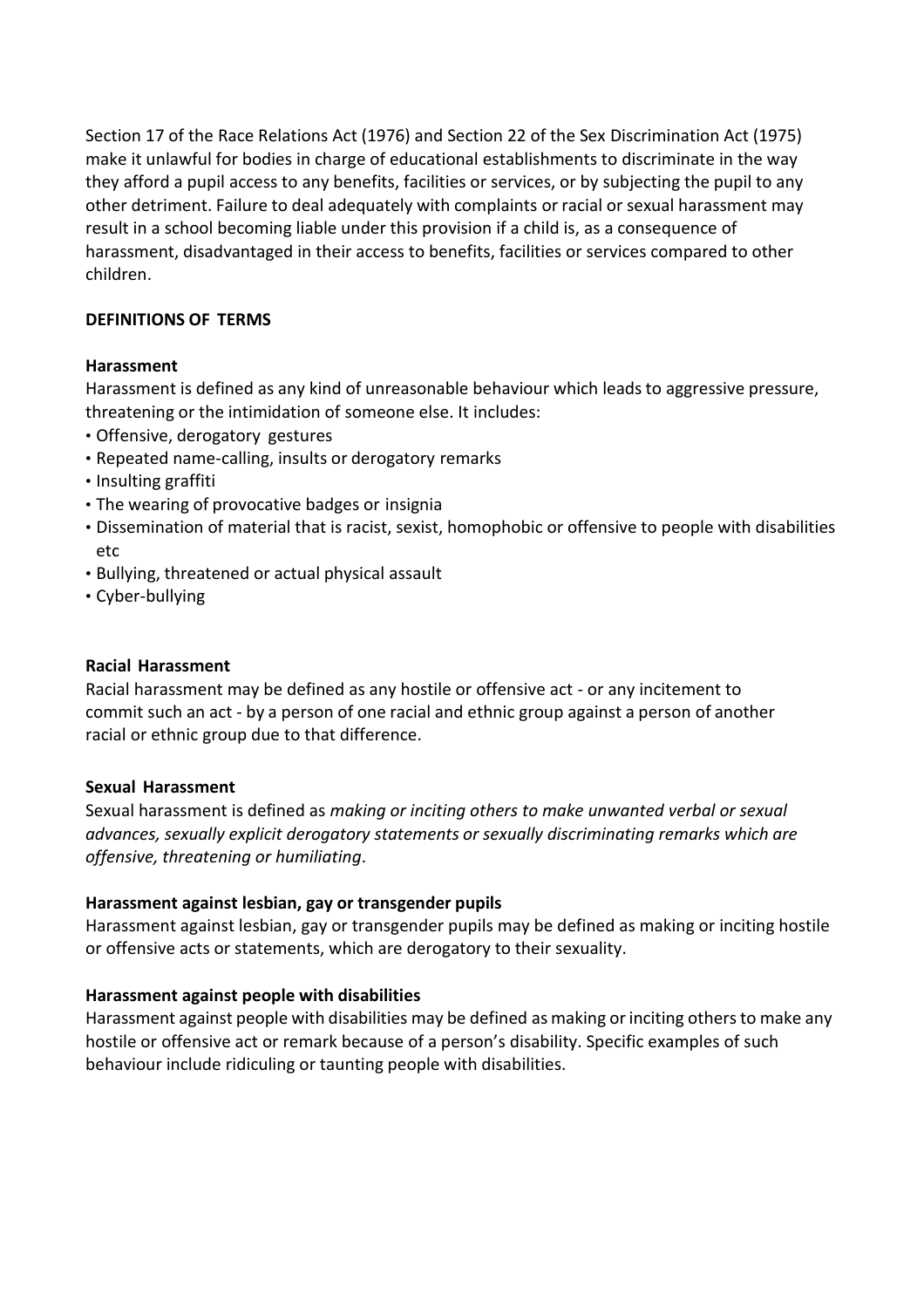Section 17 of the Race Relations Act (1976) and Section 22 of the Sex Discrimination Act (1975) make it unlawful for bodies in charge of educational establishments to discriminate in the way they afford a pupil access to any benefits, facilities or services, or by subjecting the pupil to any other detriment. Failure to deal adequately with complaints or racial or sexual harassment may result in a school becoming liable under this provision if a child is, as a consequence of harassment, disadvantaged in their access to benefits, facilities or services compared to other children.

**DEFINITIONS OF TERMS**

**Harassment**

Harassment is defined as any kind of unreasonable behaviour which leads to aggressive pressure, threatening or the intimidation of someone else. It includes:

- Offensive, derogatory gestures
- Repeated name-calling, insults or derogatory remarks
- Insulting graffiti
- The wearing of provocative badges or insignia
- Dissemination of material that is racist, sexist, homophobic or offensive to people with disabilities etc
- Bullying, threatened or actual physical assault
- Cyber-bullying

**Racial Harassment**

Racial harassment may be defined as any hostile or offensive act - or any incitement to commit such an act - by a person of one racial and ethnic group against a person of another racial or ethnic group due to that difference.

**Sexual Harassment**

Sexual harassment is defined as *making or inciting others to make unwanted verbal or sexual advances, sexually explicit derogatory statements or sexually discriminating remarks which are offensive, threatening or humiliating*.

**Harassment against lesbian, gay or transgender pupils**

Harassment against lesbian, gay or transgender pupils may be defined as making or inciting hostile or offensive acts or statements, which are derogatory to their sexuality.

**Harassment against people with disabilities**

Harassment against people with disabilities may be defined as making or inciting others to make any hostile or offensive act or remark because of a person's disability. Specific examples of such behaviour include ridiculing or taunting people with disabilities.